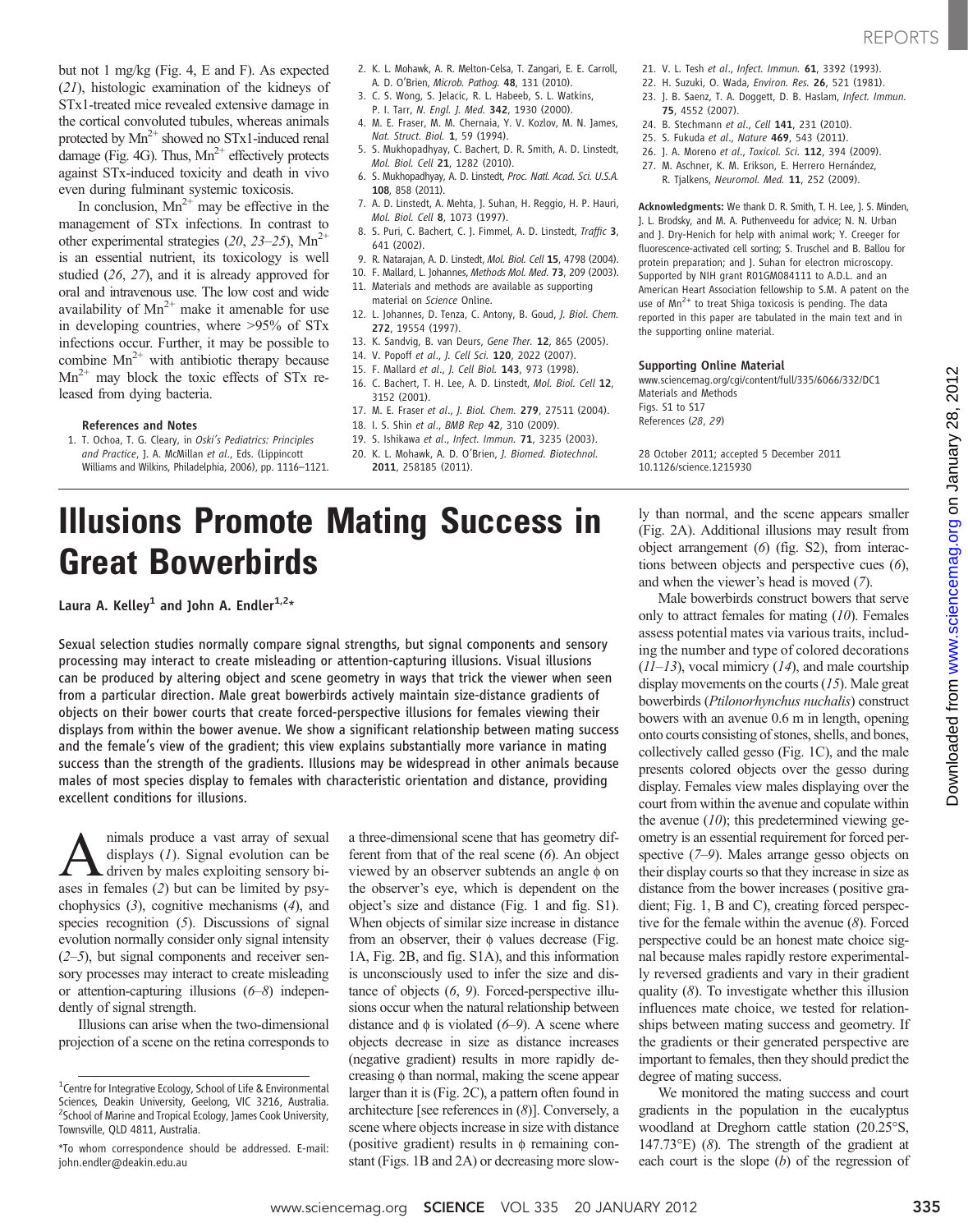but not 1 mg/kg (Fig. 4, E and F). As expected (21), histologic examination of the kidneys of STx1-treated mice revealed extensive damage in the cortical convoluted tubules, whereas animals protected by $Mn^{2+}$ showed no STx1-induced renal damage (Fig. 4G). Thus, $Mn^{2+}$ effectively protects against STx-induced toxicity and death in vivo even during fulminant systemic toxicosis.

In conclusion, $Mn^{2+}$ may be effective in the management of STx infections. In contrast to other experimental strategies (20, 23–25), $Mn^{2+}$ is an essential nutrient, its toxicology is well studied (26, 27), and it is already approved for oral and intravenous use. The low cost and wide availability of $Mn^{2+}$ make it amenable for use in developing countries, where >95% of STx infections occur. Further, it may be possible to combine $Mn^{2+}$ with antibiotic therapy because $Mn^{2+}$ may block the toxic effects of STx released from dying bacteria.

**References and Notes**

1. T. Ochoa, T. G. Cleary, in *Oski's Pediatrics: Principles and Practice*, J. A. McMillan *et al.*, Eds. (Lippincott Williams and Wilkins, Philadelphia, 2006), pp. 1116–1121.
2. K. L. Mohawk, A. R. Melton-Celsa, T. Zangari, E. E. Carroll, A. D. O'Brien, *Microb. Pathog.* **48**, 131 (2010).
3. C. S. Wong, S. Jelacic, R. L. Habeeb, S. L. Watkins, P. I. Tarr, *N. Engl. J. Med.* **342**, 1930 (2000).
4. M. E. Fraser, M. M. Chernaia, Y. V. Kozlov, M. N. James, *Nat. Struct. Biol.* **1**, 59 (1994).
5. S. Mukhopadhyay, C. Bachert, D. R. Smith, A. D. Linstedt, *Mol. Biol. Cell* **21**, 1282 (2010).
6. S. Mukhopadhyay, A. D. Linstedt, *Proc. Natl. Acad. Sci. U.S.A.* **108**, 858 (2011).
7. A. D. Linstedt, A. Mehta, J. Suhan, H. Reggio, H. P. Hauri, *Mol. Biol. Cell* **8**, 1073 (1997).
8. S. Puri, C. Bachert, C. J. Fimmel, A. D. Linstedt, *Traffic* **3**, 641 (2002).
9. R. Natarajan, A. D. Linstedt, *Mol. Biol. Cell* **15**, 4798 (2004).
10. F. Mallard, L. Johannes, *Methods Mol. Med.* **73**, 209 (2003).
11. Materials and methods are available as supporting material on *Science* Online.
12. L. Johannes, D. Tenza, C. Antony, B. Goud, *J. Biol. Chem.* **272**, 19554 (1997).
13. K. Sandvig, B. van Deurs, *Gene Ther.* **12**, 865 (2005).
14. V. Popoff *et al.*, *J. Cell Sci.* **120**, 2022 (2007).
15. F. Mallard *et al.*, *J. Cell Biol.* **143**, 973 (1998).
16. C. Bachert, T. H. Lee, A. D. Linstedt, *Mol. Biol. Cell* **12**, 3152 (2001).
17. M. E. Fraser *et al.*, *J. Biol. Chem.* **279**, 27511 (2004).
18. I. S. Shin *et al.*, *BMB Rep* **42**, 310 (2009).
19. S. Ishikawa *et al.*, *Infect. Immun.* **71**, 3235 (2003).
20. K. L. Mohawk, A. D. O'Brien, *J. Biomed. Biotechnol.* **2011**, 258185 (2011).
21. V. L. Tesh *et al.*, *Infect. Immun.* **61**, 3392 (1993).
22. H. Suzuki, O. Wada, *Environ. Res.* **26**, 521 (1981).
23. J. B. Saenz, T. A. Doggett, D. B. Haslam, *Infect. Immun.* **75**, 4552 (2007).
24. B. Stechmann *et al.*, *Cell* **141**, 231 (2010).
25. S. Fukuda *et al.*, *Nature* **469**, 543 (2011).
26. J. A. Moreno *et al.*, *Toxicol. Sci.* **112**, 394 (2009).
27. M. Aschner, K. M. Erikson, E. Herrero Hernández, R. Tjalkens, *Neuromol. Med.* **11**, 252 (2009).

**Acknowledgments:** We thank D. R. Smith, T. H. Lee, J. S. Minden, J. L. Brodsky, and M. A. Puthenveedu for advice; N. N. Urban and J. Dry-Henich for help with animal work; Y. Creeger for fluorescence-activated cell sorting; S. Truschel and B. Ballou for protein preparation; and J. Suhan for electron microscopy. Supported by NIH grant R01GM084111 to A.D.L. and an American Heart Association fellowship to S.M. A patent on the use of $Mn^{2+}$ to treat Shiga toxicosis is pending. The data reported in this paper are tabulated in the main text and in the supporting online material.

**Supporting Online Material**
www.sciencemag.org/cgi/content/full/335/6066/332/DC1
Materials and Methods
Figs. S1 to S17
References (28, 29)

28 October 2011; accepted 5 December 2011
10.1126/science.1215930

# Illusions Promote Mating Success in Great Bowerbirds

Laura A. Kelley[1] and John A. Endler[1,2]*

**Sexual selection studies normally compare signal strengths, but signal components and sensory processing may interact to create misleading or attention-capturing illusions. Visual illusions can be produced by altering object and scene geometry in ways that trick the viewer when seen from a particular direction. Male great bowerbirds actively maintain size-distance gradients of objects on their bower courts that create forced-perspective illusions for females viewing their displays from within the bower avenue. We show a significant relationship between mating success and the female's view of the gradient; this view explains substantially more variance in mating success than the strength of the gradients. Illusions may be widespread in other animals because males of most species display to females with characteristic orientation and distance, providing excellent conditions for illusions.**

Animals produce a vast array of sexual displays (1). Signal evolution can be driven by males exploiting sensory biases in females (2) but can be limited by psychophysics (3), cognitive mechanisms (4), and species recognition (5). Discussions of signal evolution normally consider only signal intensity (2–5), but signal components and receiver sensory processes may interact to create misleading or attention-capturing illusions (6–8) independently of signal strength.

Illusions can arise when the two-dimensional projection of a scene on the retina corresponds to a three-dimensional scene that has geometry different from that of the real scene (6). An object viewed by an observer subtends an angle $\phi$ on the observer's eye, which is dependent on the object's size and distance (Fig. 1 and fig. S1). When objects of similar size increase in distance from an observer, their $\phi$ values decrease (Fig. 1A, Fig. 2B, and fig. S1A), and this information is unconsciously used to infer the size and distance of objects (6, 9). Forced-perspective illusions occur when the natural relationship between distance and $\phi$ is violated (6–9). A scene where objects decrease in size as distance increases (negative gradient) results in more rapidly decreasing $\phi$ than normal, making the scene appear larger than it is (Fig. 2C), a pattern often found in architecture [see references in (8)]. Conversely, a scene where objects increase in size with distance (positive gradient) results in $\phi$ remaining constant (Figs. 1B and 2A) or decreasing more slowly than normal, and the scene appears smaller (Fig. 2A). Additional illusions may result from object arrangement (6) (fig. S2), from interactions between objects and perspective cues (6), and when the viewer's head is moved (7).

Male bowerbirds construct bowers that serve only to attract females for mating (10). Females assess potential mates via various traits, including the number and type of colored decorations (11–13), vocal mimicry (14), and male courtship display movements on the courts (15). Male great bowerbirds (*Ptilonorhynchus nuchalis*) construct bowers with an avenue 0.6 m in length, opening onto courts consisting of stones, shells, and bones, collectively called gesso (Fig. 1C), and the male presents colored objects over the gesso during display. Females view males displaying over the court from within the avenue and copulate within the avenue (10); this predetermined viewing geometry is an essential requirement for forced perspective (7–9). Males arrange gesso objects on their display courts so that they increase in size as distance from the bower increases (positive gradient; Fig. 1, B and C), creating forced perspective for the female within the avenue (8). Forced perspective could be an honest mate choice signal because males rapidly restore experimentally reversed gradients and vary in their gradient quality (8). To investigate whether this illusion influences mate choice, we tested for relationships between mating success and geometry. If the gradients or their generated perspective are important to females, then they should predict the degree of mating success.

We monitored the mating success and court gradients in the population in the eucalyptus woodland at Dreghorn cattle station (20.25°S, 147.73°E) (8). The strength of the gradient at each court is the slope ($b$) of the regression of

[1]Centre for Integrative Ecology, School of Life & Environmental Sciences, Deakin University, Geelong, VIC 3216, Australia. [2]School of Marine and Tropical Ecology, James Cook University, Townsville, QLD 4811, Australia.

*To whom correspondence should be addressed. E-mail: john.endler@deakin.edu.au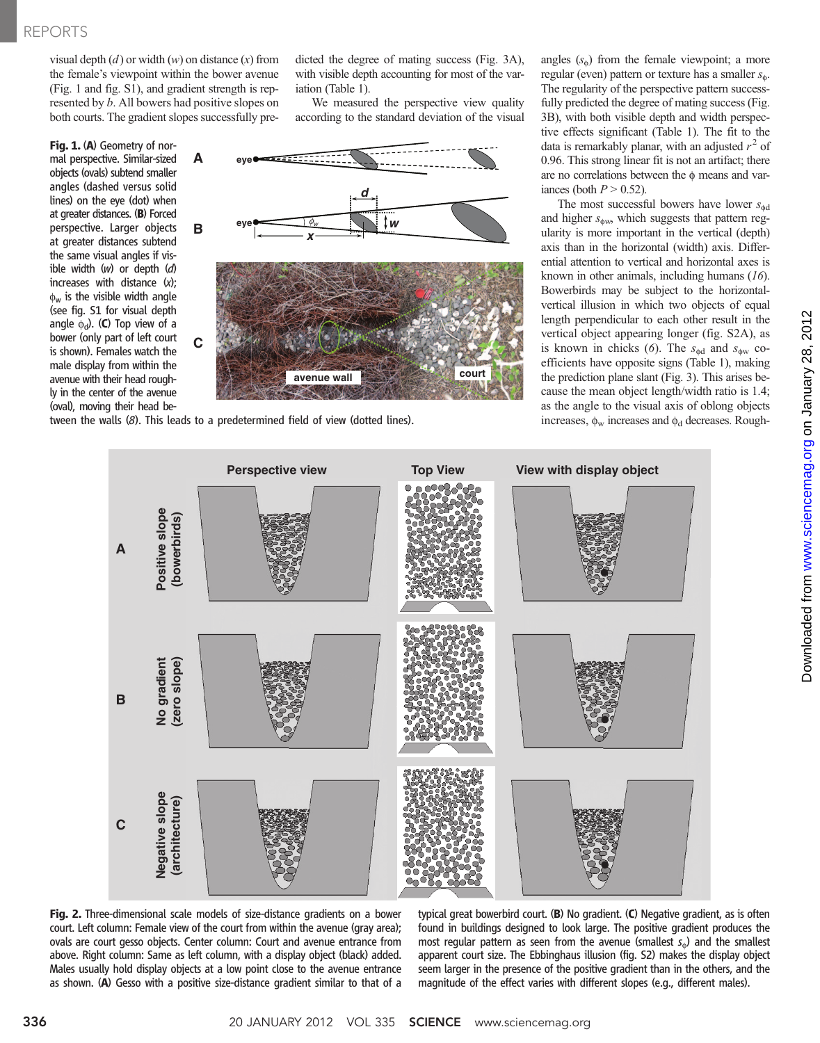visual depth ($d$) or width ($w$) on distance ($x$) from the female's viewpoint within the bower avenue (Fig. 1 and fig. S1), and gradient strength is represented by $b$. All bowers had positive slopes on both courts. The gradient slopes successfully predicted the degree of mating success (Fig. 3A), with visible depth accounting for most of the variation (Table 1).

We measured the perspective view quality according to the standard deviation of the visual angles ($s_\phi$) from the female viewpoint; a more regular (even) pattern or texture has a smaller $s_\phi$. The regularity of the perspective pattern successfully predicted the degree of mating success (Fig. 3B), with both visible depth and width perspective effects significant (Table 1). The fit to the data is remarkably planar, with an adjusted $r^2$ of 0.96. This strong linear fit is not an artifact; there are no correlations between the $\phi$ means and variances (both $P > 0.52$).

The most successful bowers have lower $s_{\phi d}$ and higher $s_{\phi w}$, which suggests that pattern regularity is more important in the vertical (depth) axis than in the horizontal (width) axis. Differential attention to vertical and horizontal axes is known in other animals, including humans (*16*). Bowerbirds may be subject to the horizontal-vertical illusion in which two objects of equal length perpendicular to each other result in the vertical object appearing longer (fig. S2A), as is known in chicks (*6*). The $s_{\phi d}$ and $s_{\phi w}$ coefficients have opposite signs (Table 1), making the prediction plane slant (Fig. 3). This arises because the mean object length/width ratio is 1.4; as the angle to the visual axis of oblong objects increases, $\phi_w$ increases and $\phi_d$ decreases. Rough-

**Fig. 1.** (**A**) Geometry of normal perspective. Similar-sized objects (ovals) subtend smaller angles (dashed versus solid lines) on the eye (dot) when at greater distances. (**B**) Forced perspective. Larger objects at greater distances subtend the same visual angles if visible width ($w$) or depth ($d$) increases with distance ($x$); $\phi_w$ is the visible width angle (see fig. S1 for visual depth angle $\phi_d$). (**C**) Top view of a bower (only part of left court is shown). Females watch the male display from within the avenue with their head roughly in the center of the avenue (oval), moving their head between the walls (*8*). This leads to a predetermined field of view (dotted lines).

**Fig. 2.** Three-dimensional scale models of size-distance gradients on a bower court. Left column: Female view of the court from within the avenue (gray area); ovals are court gesso objects. Center column: Court and avenue entrance from above. Right column: Same as left column, with a display object (black) added. Males usually hold display objects at a low point close to the avenue entrance as shown. (**A**) Gesso with a positive size-distance gradient similar to that of a typical great bowerbird court. (**B**) No gradient. (**C**) Negative gradient, as is often found in buildings designed to look large. The positive gradient produces the most regular pattern as seen from the avenue (smallest $s_\phi$) and the smallest apparent court size. The Ebbinghaus illusion (fig. S2) makes the display object seem larger in the presence of the positive gradient than in the others, and the magnitude of the effect varies with different slopes (e.g., different males).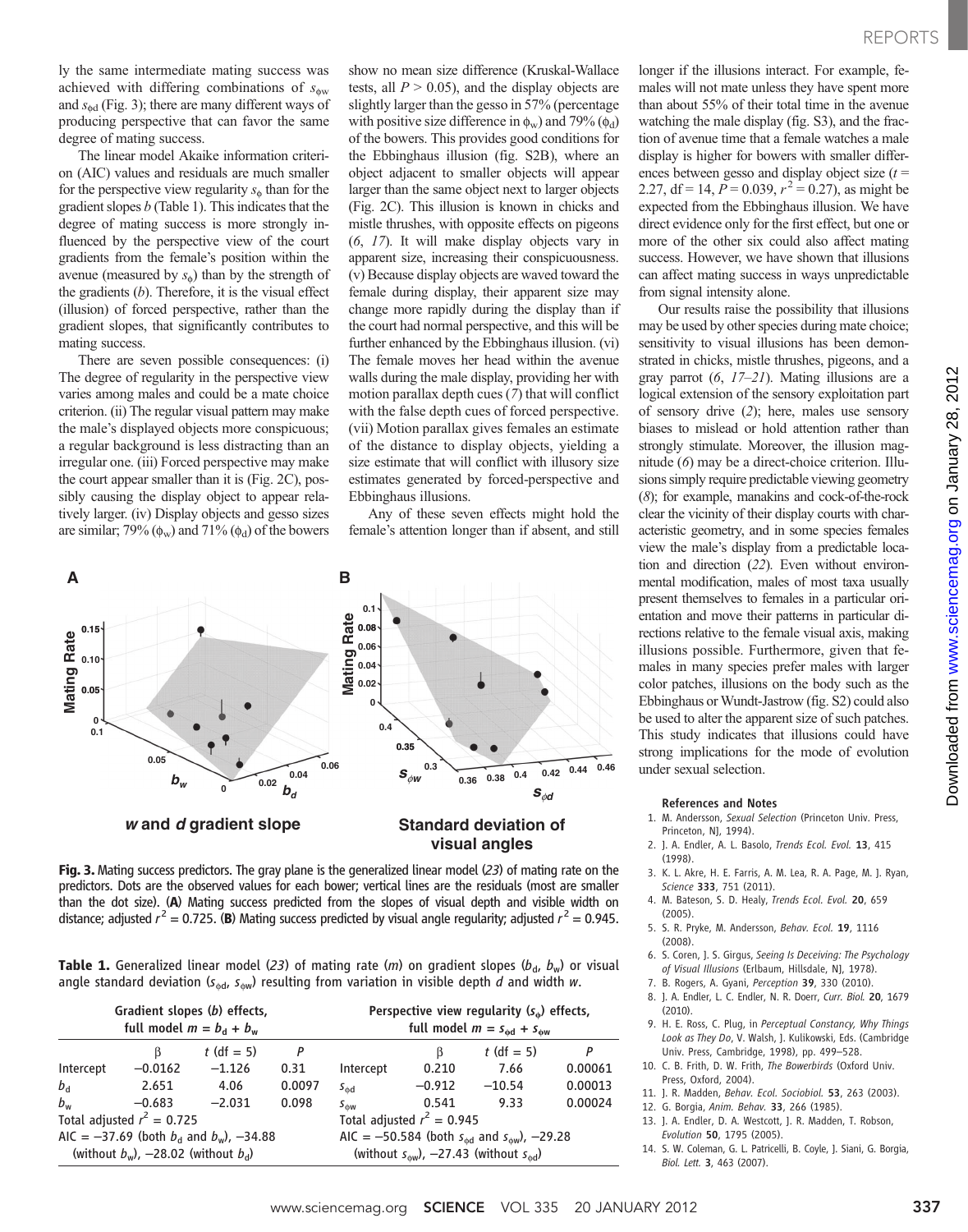ly the same intermediate mating success was achieved with differing combinations of $s_{\phi w}$ and $s_{\phi d}$ (Fig. 3); there are many different ways of producing perspective that can favor the same degree of mating success.

The linear model Akaike information criterion (AIC) values and residuals are much smaller for the perspective view regularity $s_\phi$ than for the gradient slopes $b$ (Table 1). This indicates that the degree of mating success is more strongly influenced by the perspective view of the court gradients from the female's position within the avenue (measured by $s_\phi$) than by the strength of the gradients ($b$). Therefore, it is the visual effect (illusion) of forced perspective, rather than the gradient slopes, that significantly contributes to mating success.

There are seven possible consequences: (i) The degree of regularity in the perspective view varies among males and could be a mate choice criterion. (ii) The regular visual pattern may make the male's displayed objects more conspicuous; a regular background is less distracting than an irregular one. (iii) Forced perspective may make the court appear smaller than it is (Fig. 2C), possibly causing the display object to appear relatively larger. (iv) Display objects and gesso sizes are similar; 79% ($\phi_w$) and 71% ($\phi_d$) of the bowers show no mean size difference (Kruskal-Wallace tests, all $P > 0.05$), and the display objects are slightly larger than the gesso in 57% (percentage with positive size difference in $\phi_w$) and 79% ($\phi_d$) of the bowers. This provides good conditions for the Ebbinghaus illusion (fig. S2B), where an object adjacent to smaller objects will appear larger than the same object next to larger objects (Fig. 2C). This illusion is known in chicks and mistle thrushes, with opposite effects on pigeons (*6*, *17*). It will make display objects vary in apparent size, increasing their conspicuousness. (v) Because display objects are waved toward the female during display, their apparent size may change more rapidly during the display than if the court had normal perspective, and this will be further enhanced by the Ebbinghaus illusion. (vi) The female moves her head within the avenue walls during the male display, providing her with motion parallax depth cues (*7*) that will conflict with the false depth cues of forced perspective. (vii) Motion parallax gives females an estimate of the distance to display objects, yielding a size estimate that will conflict with illusory size estimates generated by forced-perspective and Ebbinghaus illusions.

Any of these seven effects might hold the female's attention longer than if absent, and still longer if the illusions interact. For example, females will not mate unless they have spent more than about 55% of their total time in the avenue watching the male display (fig. S3), and the fraction of avenue time that a female watches a male display is higher for bowers with smaller differences between gesso and display object size ($t$ = 2.27, df = 14, $P$ = 0.039, $r^2$ = 0.27), as might be expected from the Ebbinghaus illusion. We have direct evidence only for the first effect, but one or more of the other six could also affect mating success. However, we have shown that illusions can affect mating success in ways unpredictable from signal intensity alone.

Our results raise the possibility that illusions may be used by other species during mate choice; sensitivity to visual illusions has been demonstrated in chicks, mistle thrushes, pigeons, and a gray parrot (*6*, *17*–*21*). Mating illusions are a logical extension of the sensory exploitation part of sensory drive (*2*); here, males use sensory biases to mislead or hold attention rather than strongly stimulate. Moreover, the illusion magnitude (*6*) may be a direct-choice criterion. Illusions simply require predictable viewing geometry (*8*); for example, manakins and cock-of-the-rock clear the vicinity of their display courts with characteristic geometry, and in some species females view the male's display from a predictable location and direction (*22*). Even without environmental modification, males of most taxa usually present themselves to females in a particular orientation and move their patterns in particular directions relative to the female visual axis, making illusions possible. Furthermore, given that females in many species prefer males with larger color patches, illusions on the body such as the Ebbinghaus or Wundt-Jastrow (fig. S2) could also be used to alter the apparent size of such patches. This study indicates that illusions could have strong implications for the mode of evolution under sexual selection.

**Fig. 3.** Mating success predictors. The gray plane is the generalized linear model (*23*) of mating rate on the predictors. Dots are the observed values for each bower; vertical lines are the residuals (most are smaller than the dot size). (**A**) Mating success predicted from the slopes of visual depth and visible width on distance; adjusted $r^2$ = 0.725. (**B**) Mating success predicted by visual angle regularity; adjusted $r^2$ = 0.945.

**Table 1.** Generalized linear model (*23*) of mating rate ($m$) on gradient slopes ($b_d$, $b_w$) or visual angle standard deviation ($s_{\phi d}$, $s_{\phi w}$) resulting from variation in visible depth $d$ and width $w$.

| Gradient slopes ($b$) effects, full model $m = b_d + b_w$ | | | | Perspective view regularity ($s_\phi$) effects, full model $m = s_{\phi d} + s_{\phi w}$ | | | |
|---|---|---|---|---|---|---|---|
| | β | $t$ (df = 5) | $P$ | | β | $t$ (df = 5) | $P$ |
| Intercept | −0.0162 | −1.126 | 0.31 | Intercept | 0.210 | 7.66 | 0.00061 |
| $b_d$ | 2.651 | 4.06 | 0.0097 | $s_{\phi d}$ | −0.912 | −10.54 | 0.00013 |
| $b_w$ | −0.683 | −2.031 | 0.098 | $s_{\phi w}$ | 0.541 | 9.33 | 0.00024 |
| Total adjusted $r^2$ = 0.725 | | | | Total adjusted $r^2$ = 0.945 | | | |
| AIC = −37.69 (both $b_d$ and $b_w$), −34.88 (without $b_w$), −28.02 (without $b_d$) | | | | AIC = −50.584 (both $s_{\phi d}$ and $s_{\phi w}$), −29.28 (without $s_{\phi w}$), −27.43 (without $s_{\phi d}$) | | | |

**References and Notes**

1. M. Andersson, *Sexual Selection* (Princeton Univ. Press, Princeton, NJ, 1994).
2. J. A. Endler, A. L. Basolo, *Trends Ecol. Evol.* **13**, 415 (1998).
3. K. L. Akre, H. E. Farris, A. M. Lea, R. A. Page, M. J. Ryan, *Science* **333**, 751 (2011).
4. M. Bateson, S. D. Healy, *Trends Ecol. Evol.* **20**, 659 (2005).
5. S. R. Pryke, M. Andersson, *Behav. Ecol.* **19**, 1116 (2008).
6. S. Coren, J. S. Girgus, *Seeing Is Deceiving: The Psychology of Visual Illusions* (Erlbaum, Hillsdale, NJ, 1978).
7. B. Rogers, A. Gyani, *Perception* **39**, 330 (2010).
8. J. A. Endler, L. C. Endler, N. R. Doerr, *Curr. Biol.* **20**, 1679 (2010).
9. H. E. Ross, C. Plug, in *Perceptual Constancy, Why Things Look as They Do*, V. Walsh, J. Kulikowski, Eds. (Cambridge Univ. Press, Cambridge, 1998), pp. 499–528.
10. C. B. Frith, D. W. Frith, *The Bowerbirds* (Oxford Univ. Press, Oxford, 2004).
11. J. R. Madden, *Behav. Ecol. Sociobiol.* **53**, 263 (2003).
12. G. Borgia, *Anim. Behav.* **33**, 266 (1985).
13. J. A. Endler, D. A. Westcott, J. R. Madden, T. Robson, *Evolution* **50**, 1795 (2005).
14. S. W. Coleman, G. L. Patricelli, B. Coyle, J. Siani, G. Borgia, *Biol. Lett.* **3**, 463 (2007).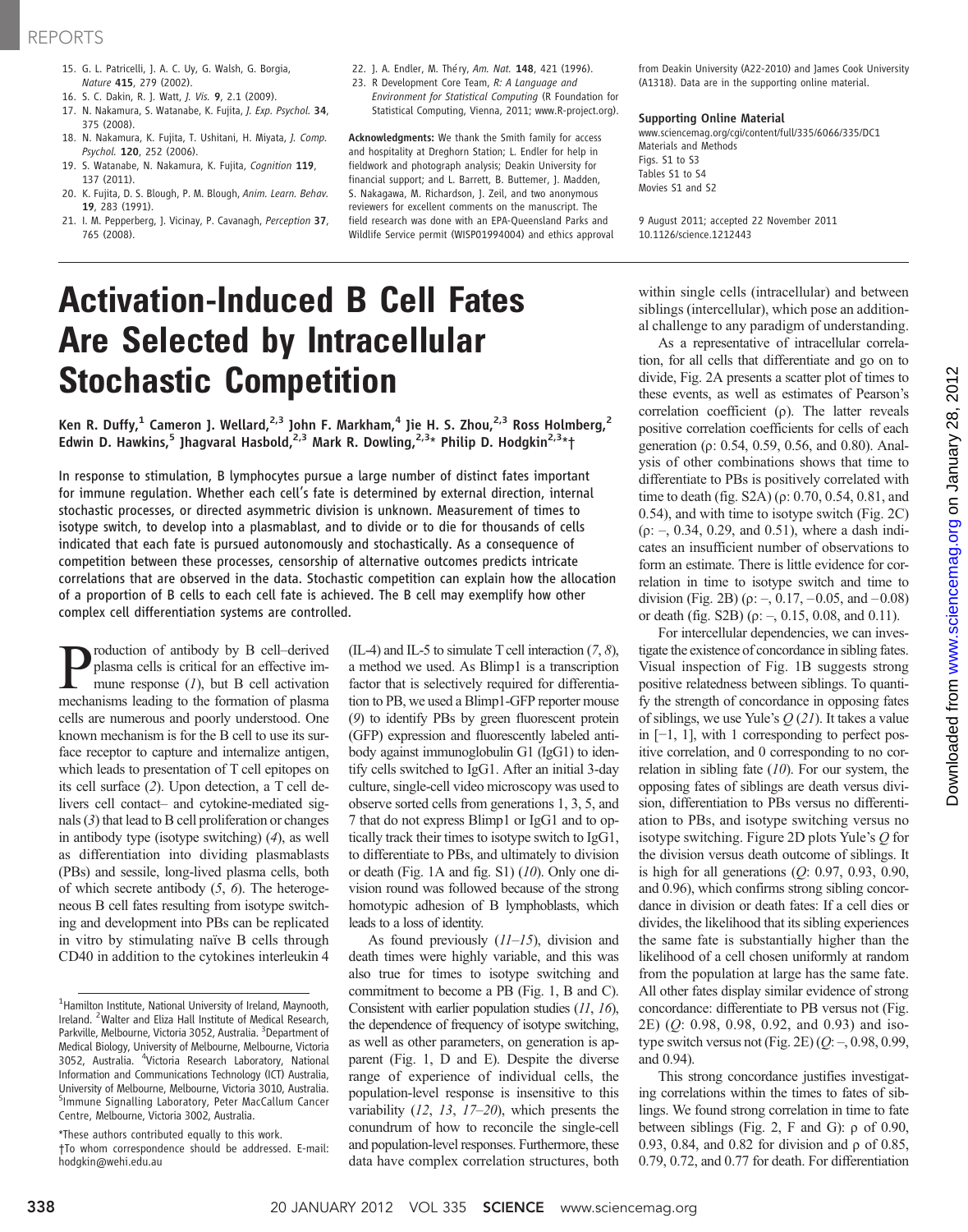15. G. L. Patricelli, J. A. C. Uy, G. Walsh, G. Borgia, *Nature* **415**, 279 (2002).
16. S. C. Dakin, R. J. Watt, *J. Vis.* **9**, 2.1 (2009).
17. N. Nakamura, S. Watanabe, K. Fujita, *J. Exp. Psychol.* **34**, 375 (2008).
18. N. Nakamura, K. Fujita, T. Ushitani, H. Miyata, *J. Comp. Psychol.* **120**, 252 (2006).
19. S. Watanabe, N. Nakamura, K. Fujita, *Cognition* **119**, 137 (2011).
20. K. Fujita, D. S. Blough, P. M. Blough, *Anim. Learn. Behav.* **19**, 283 (1991).
21. I. M. Pepperberg, J. Vicinay, P. Cavanagh, *Perception* **37**, 765 (2008).
22. J. A. Endler, M. Théry, *Am. Nat.* **148**, 421 (1996).
23. R Development Core Team, *R: A Language and Environment for Statistical Computing* (R Foundation for Statistical Computing, Vienna, 2011; www.R-project.org).

**Acknowledgments:** We thank the Smith family for access and hospitality at Dreghorn Station; L. Endler for help in fieldwork and photograph analysis; Deakin University for financial support; and L. Barrett, B. Buttemer, J. Madden, S. Nakagawa, M. Richardson, J. Zeil, and two anonymous reviewers for excellent comments on the manuscript. The field research was done with an EPA-Queensland Parks and Wildlife Service permit (WISP01994004) and ethics approval from Deakin University (A22-2010) and James Cook University (A1318). Data are in the supporting online material.

**Supporting Online Material**
www.sciencemag.org/cgi/content/full/335/6066/335/DC1
Materials and Methods
Figs. S1 to S3
Tables S1 to S4
Movies S1 and S2

9 August 2011; accepted 22 November 2011
10.1126/science.1212443

# Activation-Induced B Cell Fates Are Selected by Intracellular Stochastic Competition

Ken R. Duffy,[1] Cameron J. Wellard,[2,3] John F. Markham,[4] Jie H. S. Zhou,[2,3] Ross Holmberg,[2] Edwin D. Hawkins,[5] Jhagvaral Hasbold,[2,3] Mark R. Dowling,[2,3]* Philip D. Hodgkin[2,3]*†

In response to stimulation, B lymphocytes pursue a large number of distinct fates important for immune regulation. Whether each cell's fate is determined by external direction, internal stochastic processes, or directed asymmetric division is unknown. Measurement of times to isotype switch, to develop into a plasmablast, and to divide or to die for thousands of cells indicated that each fate is pursued autonomously and stochastically. As a consequence of competition between these processes, censorship of alternative outcomes predicts intricate correlations that are observed in the data. Stochastic competition can explain how the allocation of a proportion of B cells to each cell fate is achieved. The B cell may exemplify how other complex cell differentiation systems are controlled.

Production of antibody by B cell–derived plasma cells is critical for an effective immune response (*1*), but B cell activation mechanisms leading to the formation of plasma cells are numerous and poorly understood. One known mechanism is for the B cell to use its surface receptor to capture and internalize antigen, which leads to presentation of T cell epitopes on its cell surface (*2*). Upon detection, a T cell delivers cell contact– and cytokine-mediated signals (*3*) that lead to B cell proliferation or changes in antibody type (isotype switching) (*4*), as well as differentiation into dividing plasmablasts (PBs) and sessile, long-lived plasma cells, both of which secrete antibody (*5*, *6*). The heterogeneous B cell fates resulting from isotype switching and development into PBs can be replicated in vitro by stimulating naïve B cells through CD40 in addition to the cytokines interleukin 4 (IL-4) and IL-5 to simulate T cell interaction (*7*, *8*), a method we used. As Blimp1 is a transcription factor that is selectively required for differentiation to PB, we used a Blimp1-GFP reporter mouse (*9*) to identify PBs by green fluorescent protein (GFP) expression and fluorescently labeled antibody against immunoglobulin G1 (IgG1) to identify cells switched to IgG1. After an initial 3-day culture, single-cell video microscopy was used to observe sorted cells from generations 1, 3, 5, and 7 that do not express Blimp1 or IgG1 and to optically track their times to isotype switch to IgG1, to differentiate to PBs, and ultimately to division or death (Fig. 1A and fig. S1) (*10*). Only one division round was followed because of the strong homotypic adhesion of B lymphoblasts, which leads to a loss of identity.

As found previously (*11*–*15*), division and death times were highly variable, and this was also true for times to isotype switching and commitment to become a PB (Fig. 1, B and C). Consistent with earlier population studies (*11*, *16*), the dependence of frequency of isotype switching, as well as other parameters, on generation is apparent (Fig. 1, D and E). Despite the diverse range of experience of individual cells, the population-level response is insensitive to this variability (*12*, *13*, *17*–*20*), which presents the conundrum of how to reconcile the single-cell and population-level responses. Furthermore, these data have complex correlation structures, both within single cells (intracellular) and between siblings (intercellular), which pose an additional challenge to any paradigm of understanding.

As a representative of intracellular correlation, for all cells that differentiate and go on to divide, Fig. 2A presents a scatter plot of times to these events, as well as estimates of Pearson's correlation coefficient ($\rho$). The latter reveals positive correlation coefficients for cells of each generation ($\rho$: 0.54, 0.59, 0.56, and 0.80). Analysis of other combinations shows that time to differentiate to PBs is positively correlated with time to death (fig. S2A) ($\rho$: 0.70, 0.54, 0.81, and 0.54), and with time to isotype switch (Fig. 2C) ($\rho$: –, 0.34, 0.29, and 0.51), where a dash indicates an insufficient number of observations to form an estimate. There is little evidence for correlation in time to isotype switch and time to division (Fig. 2B) ($\rho$: –, 0.17, –0.05, and –0.08) or death (fig. S2B) ($\rho$: –, 0.15, 0.08, and 0.11).

For intercellular dependencies, we can investigate the existence of concordance in sibling fates. Visual inspection of Fig. 1B suggests strong positive relatedness between siblings. To quantify the strength of concordance in opposing fates of siblings, we use Yule's $Q$ (*21*). It takes a value in [−1, 1], with 1 corresponding to perfect positive correlation, and 0 corresponding to no correlation in sibling fate (*10*). For our system, the opposing fates of siblings are death versus division, differentiation to PBs versus no differentiation to PBs, and isotype switching versus no isotype switching. Figure 2D plots Yule's $Q$ for the division versus death outcome of siblings. It is high for all generations ($Q$: 0.97, 0.93, 0.90, and 0.96), which confirms strong sibling concordance in division or death fates: If a cell dies or divides, the likelihood that its sibling experiences the same fate is substantially higher than the likelihood of a cell chosen uniformly at random from the population at large has the same fate. All other fates display similar evidence of strong concordance: differentiate to PB versus not (Fig. 2E) ($Q$: 0.98, 0.98, 0.92, and 0.93) and isotype switch versus not (Fig. 2E) ($Q$: –, 0.98, 0.99, and 0.94).

This strong concordance justifies investigating correlations within the times to fates of siblings. We found strong correlation in time to fate between siblings (Fig. 2, F and G): $\rho$ of 0.90, 0.93, 0.84, and 0.82 for division and $\rho$ of 0.85, 0.79, 0.72, and 0.77 for death. For differentiation

[1]Hamilton Institute, National University of Ireland, Maynooth, Ireland. [2]Walter and Eliza Hall Institute of Medical Research, Parkville, Melbourne, Victoria 3052, Australia. [3]Department of Medical Biology, University of Melbourne, Melbourne, Victoria 3052, Australia. [4]Victoria Research Laboratory, National Information and Communications Technology (ICT) Australia, University of Melbourne, Melbourne, Victoria 3010, Australia. [5]Immune Signalling Laboratory, Peter MacCallum Cancer Centre, Melbourne, Victoria 3002, Australia.

*These authors contributed equally to this work.
†To whom correspondence should be addressed. E-mail: hodgkin@wehi.edu.au